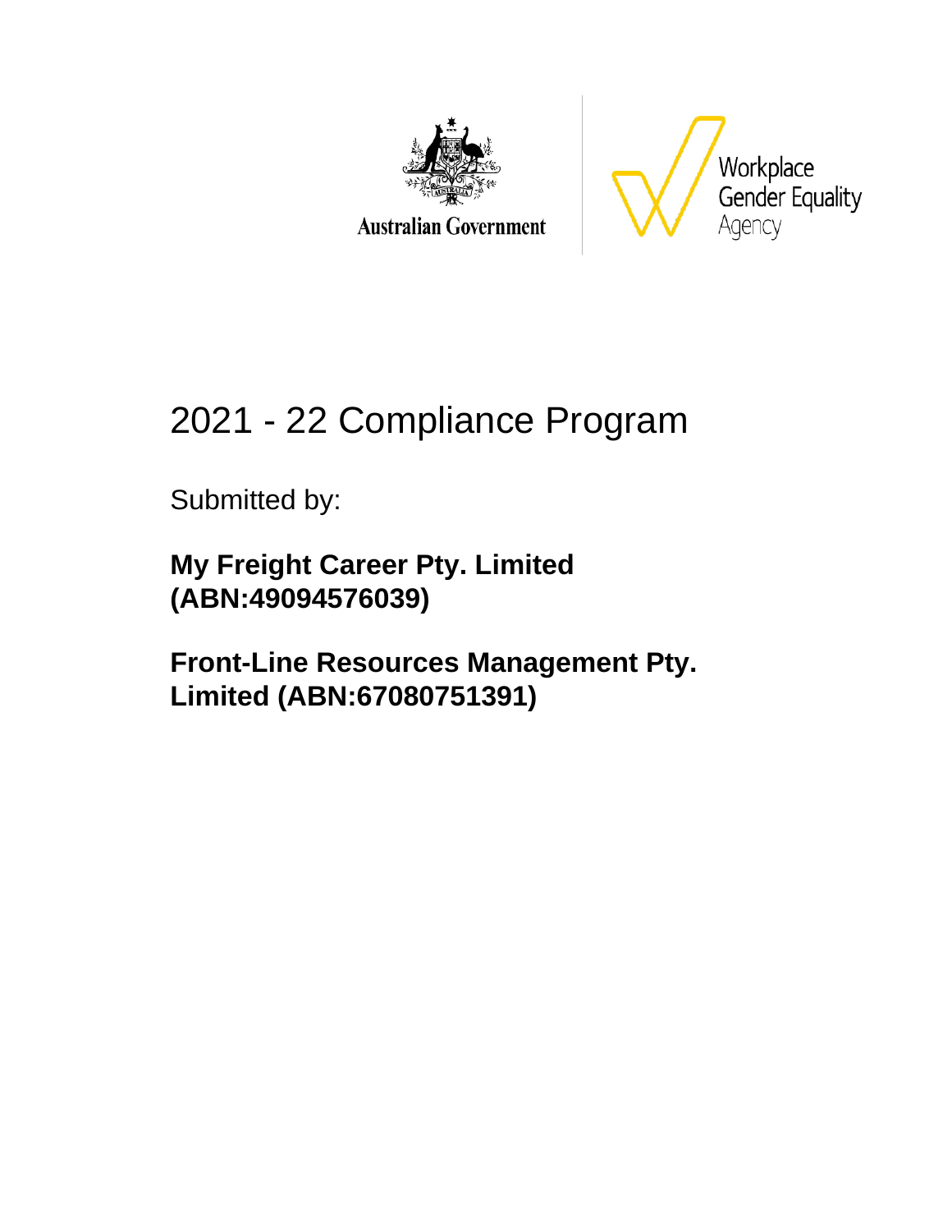Australian Government

Workplace Gender Equality Agency

# 2021 - 22 Compliance Program

Submitted by:

**My Freight Career Pty. Limited (ABN:49094576039)**

**Front-Line Resources Management Pty. Limited (ABN:67080751391)**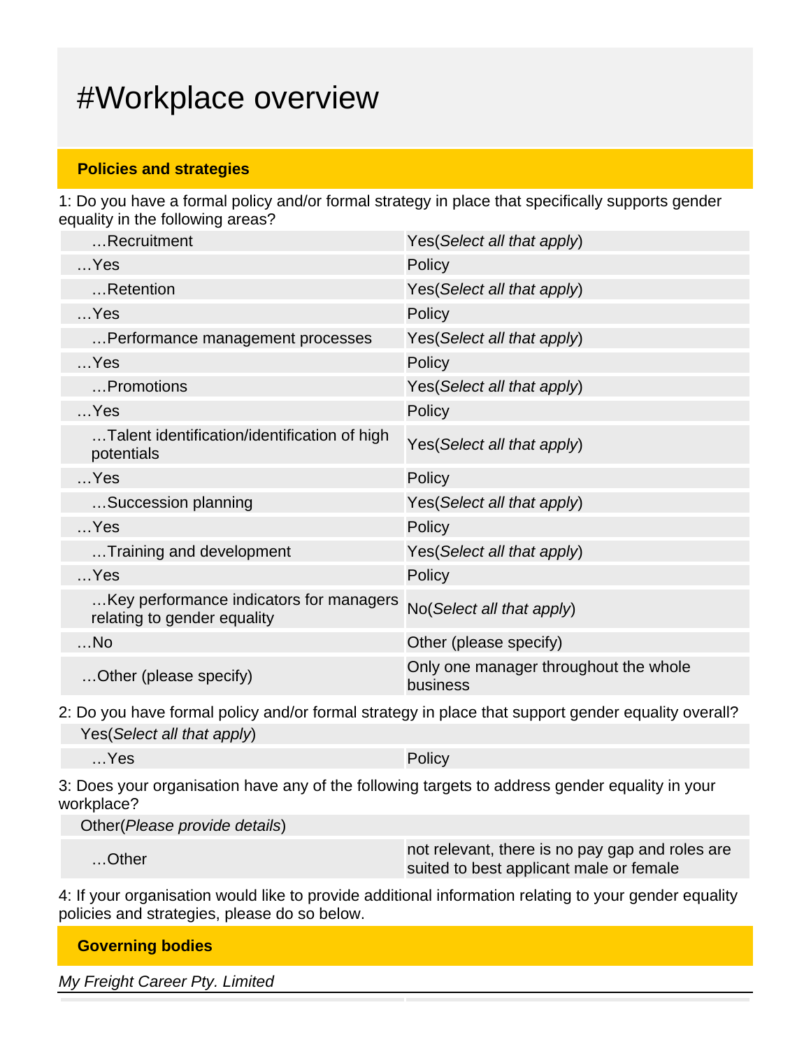# #Workplace overview

## Policies and strategies

1: Do you have a formal policy and/or formal strategy in place that specifically supports gender equality in the following areas?

| | |
|---|---|
| …Recruitment | Yes(*Select all that apply*) |
| …Yes | Policy |
| …Retention | Yes(*Select all that apply*) |
| …Yes | Policy |
| …Performance management processes | Yes(*Select all that apply*) |
| …Yes | Policy |
| …Promotions | Yes(*Select all that apply*) |
| …Yes | Policy |
| …Talent identification/identification of high potentials | Yes(*Select all that apply*) |
| …Yes | Policy |
| …Succession planning | Yes(*Select all that apply*) |
| …Yes | Policy |
| …Training and development | Yes(*Select all that apply*) |
| …Yes | Policy |
| …Key performance indicators for managers relating to gender equality | No(*Select all that apply*) |
| …No | Other (please specify) |
| …Other (please specify) | Only one manager throughout the whole business |

2: Do you have formal policy and/or formal strategy in place that support gender equality overall?

| | |
|---|---|
| Yes(*Select all that apply*) | |
| …Yes | Policy |

3: Does your organisation have any of the following targets to address gender equality in your workplace?

| | |
|---|---|
| Other(*Please provide details*) | |
| …Other | not relevant, there is no pay gap and roles are suited to best applicant male or female |

4: If your organisation would like to provide additional information relating to your gender equality policies and strategies, please do so below.

## Governing bodies

*My Freight Career Pty. Limited*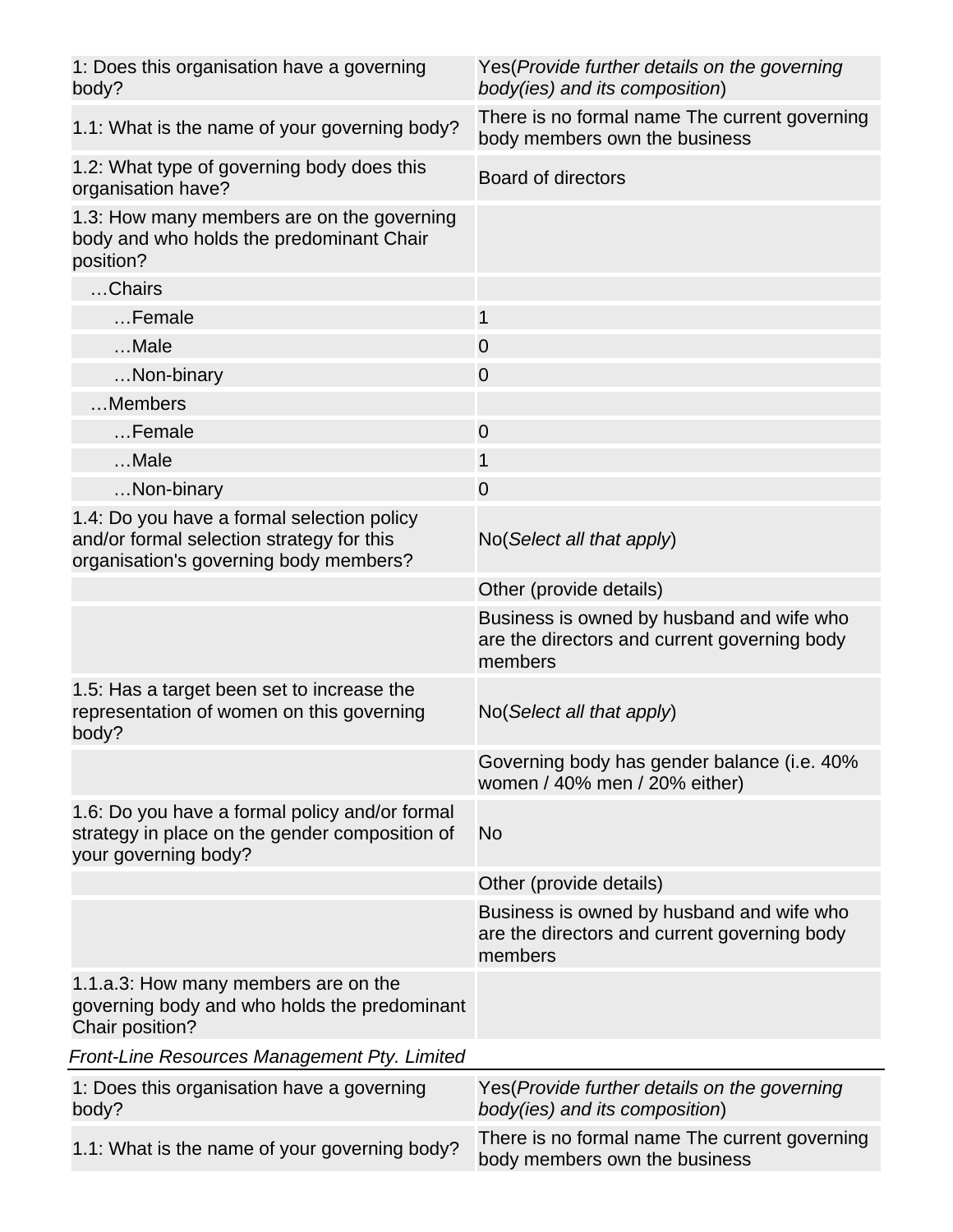| | |
|---|---|
| 1: Does this organisation have a governing body? | Yes(*Provide further details on the governing body(ies) and its composition*) |
| 1.1: What is the name of your governing body? | There is no formal name The current governing body members own the business |
| 1.2: What type of governing body does this organisation have? | Board of directors |
| 1.3: How many members are on the governing body and who holds the predominant Chair position? | |
| …Chairs | |
| …Female | 1 |
| …Male | 0 |
| …Non-binary | 0 |
| …Members | |
| …Female | 0 |
| …Male | 1 |
| …Non-binary | 0 |
| 1.4: Do you have a formal selection policy and/or formal selection strategy for this organisation's governing body members? | No(*Select all that apply*) |
| | Other (provide details) |
| | Business is owned by husband and wife who are the directors and current governing body members |
| 1.5: Has a target been set to increase the representation of women on this governing body? | No(*Select all that apply*) |
| | Governing body has gender balance (i.e. 40% women / 40% men / 20% either) |
| 1.6: Do you have a formal policy and/or formal strategy in place on the gender composition of your governing body? | No |
| | Other (provide details) |
| | Business is owned by husband and wife who are the directors and current governing body members |
| 1.1.a.3: How many members are on the governing body and who holds the predominant Chair position? | |

*Front-Line Resources Management Pty. Limited*

| | |
|---|---|
| 1: Does this organisation have a governing body? | Yes(*Provide further details on the governing body(ies) and its composition*) |
| 1.1: What is the name of your governing body? | There is no formal name The current governing body members own the business |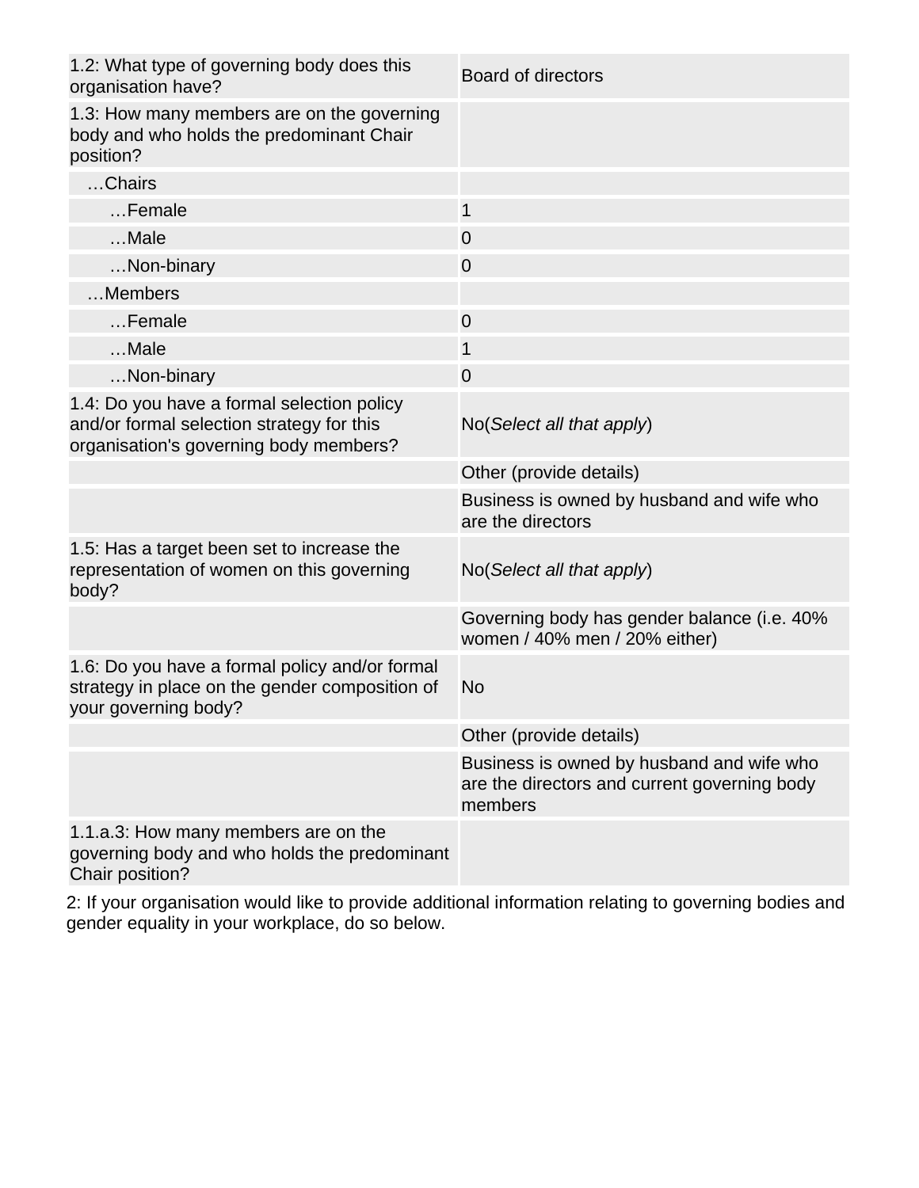| | |
|---|---|
| 1.2: What type of governing body does this organisation have? | Board of directors |
| 1.3: How many members are on the governing body and who holds the predominant Chair position? | |
| …Chairs | |
| …Female | 1 |
| …Male | 0 |
| …Non-binary | 0 |
| …Members | |
| …Female | 0 |
| …Male | 1 |
| …Non-binary | 0 |
| 1.4: Do you have a formal selection policy and/or formal selection strategy for this organisation's governing body members? | No(*Select all that apply*) |
| | Other (provide details) |
| | Business is owned by husband and wife who are the directors |
| 1.5: Has a target been set to increase the representation of women on this governing body? | No(*Select all that apply*) |
| | Governing body has gender balance (i.e. 40% women / 40% men / 20% either) |
| 1.6: Do you have a formal policy and/or formal strategy in place on the gender composition of your governing body? | No |
| | Other (provide details) |
| | Business is owned by husband and wife who are the directors and current governing body members |
| 1.1.a.3: How many members are on the governing body and who holds the predominant Chair position? | |

2: If your organisation would like to provide additional information relating to governing bodies and gender equality in your workplace, do so below.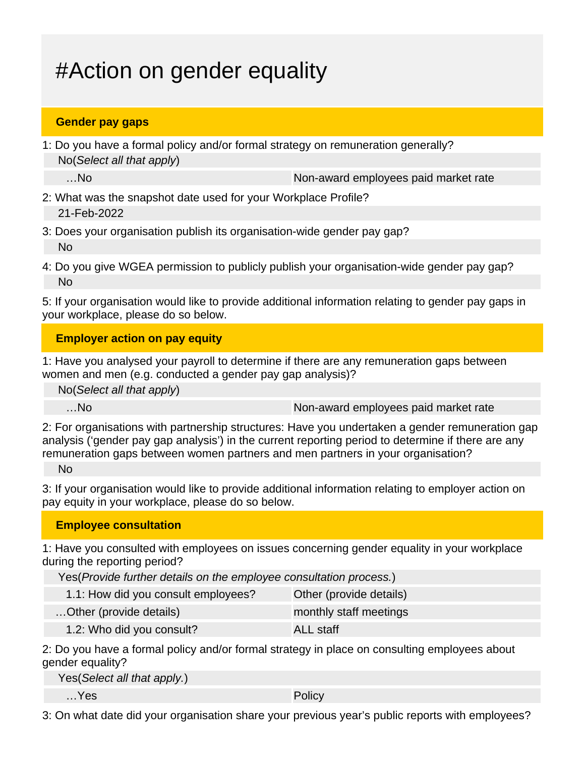# #Action on gender equality

## Gender pay gaps

1: Do you have a formal policy and/or formal strategy on remuneration generally?

No(*Select all that apply*)

| …No | Non-award employees paid market rate |
|---|---|

2: What was the snapshot date used for your Workplace Profile?

21-Feb-2022

3: Does your organisation publish its organisation-wide gender pay gap?

No

4: Do you give WGEA permission to publicly publish your organisation-wide gender pay gap?

No

5: If your organisation would like to provide additional information relating to gender pay gaps in your workplace, please do so below.

## Employer action on pay equity

1: Have you analysed your payroll to determine if there are any remuneration gaps between women and men (e.g. conducted a gender pay gap analysis)?

No(*Select all that apply*)

| …No | Non-award employees paid market rate |
|---|---|

2: For organisations with partnership structures: Have you undertaken a gender remuneration gap analysis ('gender pay gap analysis') in the current reporting period to determine if there are any remuneration gaps between women partners and men partners in your organisation?

No

3: If your organisation would like to provide additional information relating to employer action on pay equity in your workplace, please do so below.

## Employee consultation

1: Have you consulted with employees on issues concerning gender equality in your workplace during the reporting period?

Yes(*Provide further details on the employee consultation process.*)

| 1.1: How did you consult employees? | Other (provide details) |
|---|---|
| …Other (provide details) | monthly staff meetings |
| 1.2: Who did you consult? | ALL staff |

2: Do you have a formal policy and/or formal strategy in place on consulting employees about gender equality?

Yes(*Select all that apply.*)

| …Yes | Policy |
|---|---|

3: On what date did your organisation share your previous year's public reports with employees?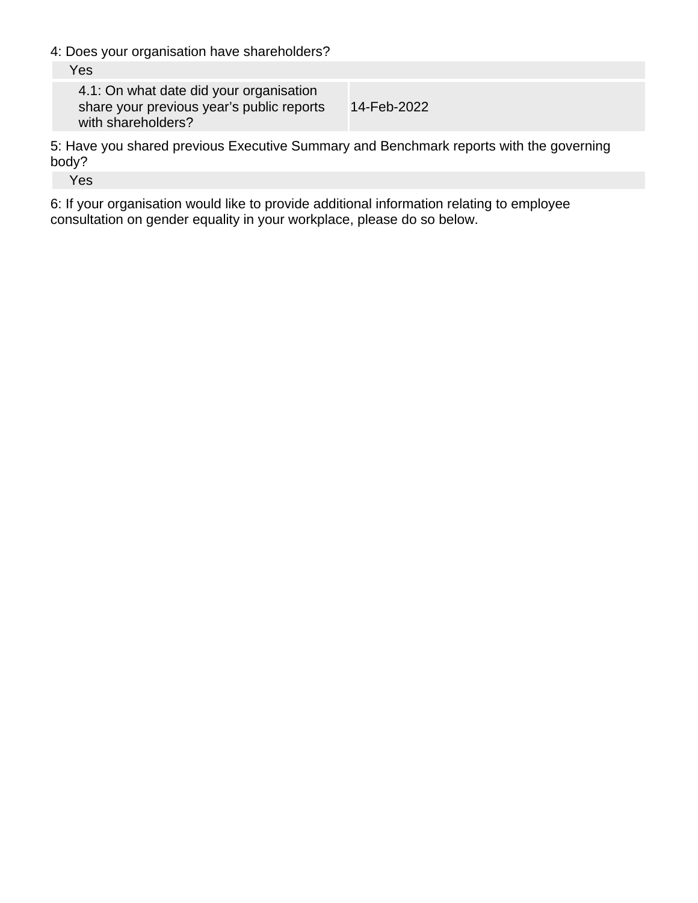4: Does your organisation have shareholders?

| Yes | |
|---|---|
| 4.1: On what date did your organisation share your previous year's public reports with shareholders? | 14-Feb-2022 |

5: Have you shared previous Executive Summary and Benchmark reports with the governing body?

| Yes |
|---|

6: If your organisation would like to provide additional information relating to employee consultation on gender equality in your workplace, please do so below.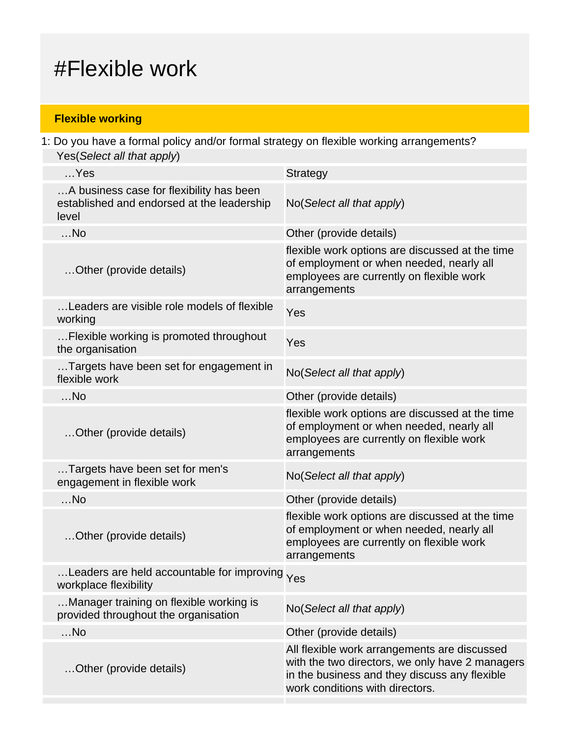# #Flexible work

## Flexible working

1: Do you have a formal policy and/or formal strategy on flexible working arrangements?

Yes(*Select all that apply*)

| | |
|---|---|
| …Yes | Strategy |
| …A business case for flexibility has been established and endorsed at the leadership level | No(*Select all that apply*) |
| …No | Other (provide details) |
| …Other (provide details) | flexible work options are discussed at the time of employment or when needed, nearly all employees are currently on flexible work arrangements |
| …Leaders are visible role models of flexible working | Yes |
| …Flexible working is promoted throughout the organisation | Yes |
| …Targets have been set for engagement in flexible work | No(*Select all that apply*) |
| …No | Other (provide details) |
| …Other (provide details) | flexible work options are discussed at the time of employment or when needed, nearly all employees are currently on flexible work arrangements |
| …Targets have been set for men's engagement in flexible work | No(*Select all that apply*) |
| …No | Other (provide details) |
| …Other (provide details) | flexible work options are discussed at the time of employment or when needed, nearly all employees are currently on flexible work arrangements |
| …Leaders are held accountable for improving workplace flexibility | Yes |
| …Manager training on flexible working is provided throughout the organisation | No(*Select all that apply*) |
| …No | Other (provide details) |
| …Other (provide details) | All flexible work arrangements are discussed with the two directors, we only have 2 managers in the business and they discuss any flexible work conditions with directors. |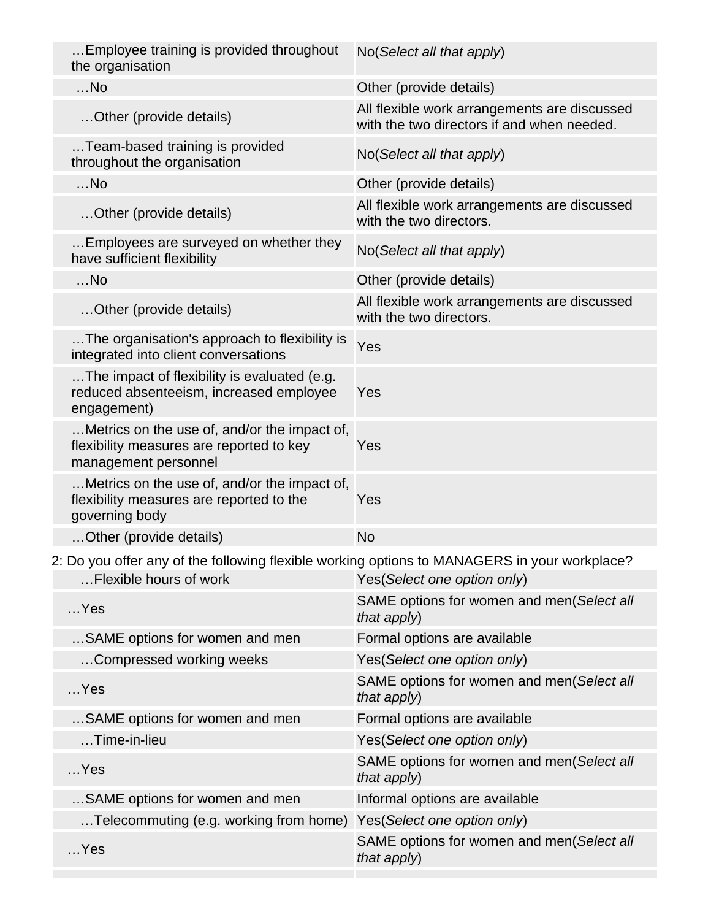| | |
|---|---|
| …Employee training is provided throughout the organisation | No(*Select all that apply*) |
| …No | Other (provide details) |
| …Other (provide details) | All flexible work arrangements are discussed with the two directors if and when needed. |
| …Team-based training is provided throughout the organisation | No(*Select all that apply*) |
| …No | Other (provide details) |
| …Other (provide details) | All flexible work arrangements are discussed with the two directors. |
| …Employees are surveyed on whether they have sufficient flexibility | No(*Select all that apply*) |
| …No | Other (provide details) |
| …Other (provide details) | All flexible work arrangements are discussed with the two directors. |
| …The organisation's approach to flexibility is integrated into client conversations | Yes |
| …The impact of flexibility is evaluated (e.g. reduced absenteeism, increased employee engagement) | Yes |
| …Metrics on the use of, and/or the impact of, flexibility measures are reported to key management personnel | Yes |
| …Metrics on the use of, and/or the impact of, flexibility measures are reported to the governing body | Yes |
| …Other (provide details) | No |

2: Do you offer any of the following flexible working options to MANAGERS in your workplace?

| | |
|---|---|
| …Flexible hours of work | Yes(*Select one option only*) |
| …Yes | SAME options for women and men(*Select all that apply*) |
| …SAME options for women and men | Formal options are available |
| …Compressed working weeks | Yes(*Select one option only*) |
| …Yes | SAME options for women and men(*Select all that apply*) |
| …SAME options for women and men | Formal options are available |
| …Time-in-lieu | Yes(*Select one option only*) |
| …Yes | SAME options for women and men(*Select all that apply*) |
| …SAME options for women and men | Informal options are available |
| …Telecommuting (e.g. working from home) | Yes(*Select one option only*) |
| …Yes | SAME options for women and men(*Select all that apply*) |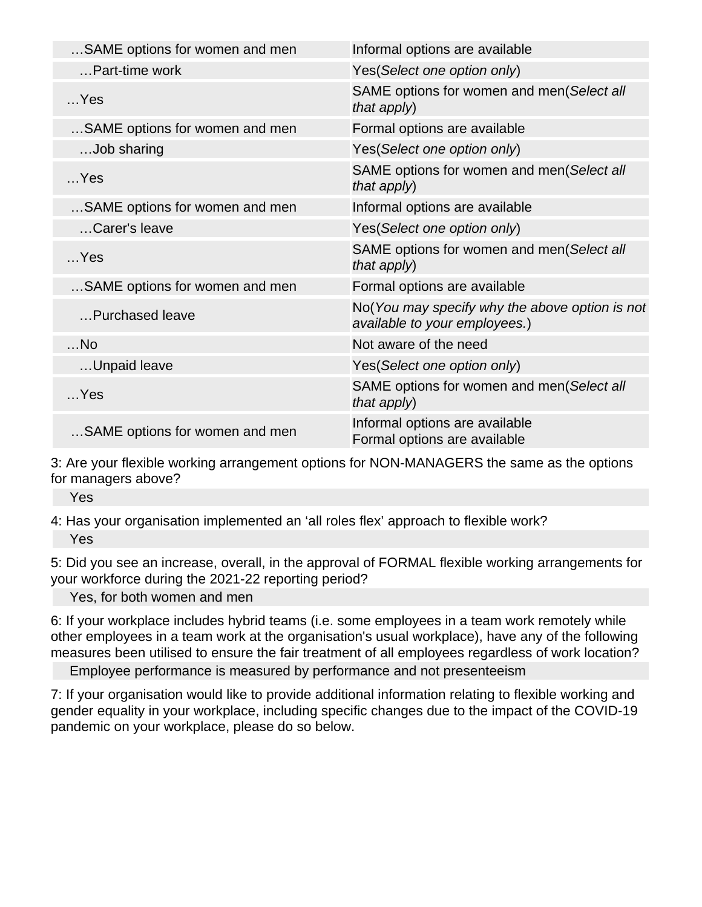| | |
|---|---|
| …SAME options for women and men | Informal options are available |
| …Part-time work | Yes(*Select one option only*) |
| …Yes | SAME options for women and men(*Select all that apply*) |
| …SAME options for women and men | Formal options are available |
| …Job sharing | Yes(*Select one option only*) |
| …Yes | SAME options for women and men(*Select all that apply*) |
| …SAME options for women and men | Informal options are available |
| …Carer's leave | Yes(*Select one option only*) |
| …Yes | SAME options for women and men(*Select all that apply*) |
| …SAME options for women and men | Formal options are available |
| …Purchased leave | No(*You may specify why the above option is not available to your employees.*) |
| …No | Not aware of the need |
| …Unpaid leave | Yes(*Select one option only*) |
| …Yes | SAME options for women and men(*Select all that apply*) |
| …SAME options for women and men | Informal options are available<br>Formal options are available |

3: Are your flexible working arrangement options for NON-MANAGERS the same as the options for managers above?

Yes

4: Has your organisation implemented an 'all roles flex' approach to flexible work?

Yes

5: Did you see an increase, overall, in the approval of FORMAL flexible working arrangements for your workforce during the 2021-22 reporting period?

Yes, for both women and men

6: If your workplace includes hybrid teams (i.e. some employees in a team work remotely while other employees in a team work at the organisation's usual workplace), have any of the following measures been utilised to ensure the fair treatment of all employees regardless of work location?

Employee performance is measured by performance and not presenteeism

7: If your organisation would like to provide additional information relating to flexible working and gender equality in your workplace, including specific changes due to the impact of the COVID-19 pandemic on your workplace, please do so below.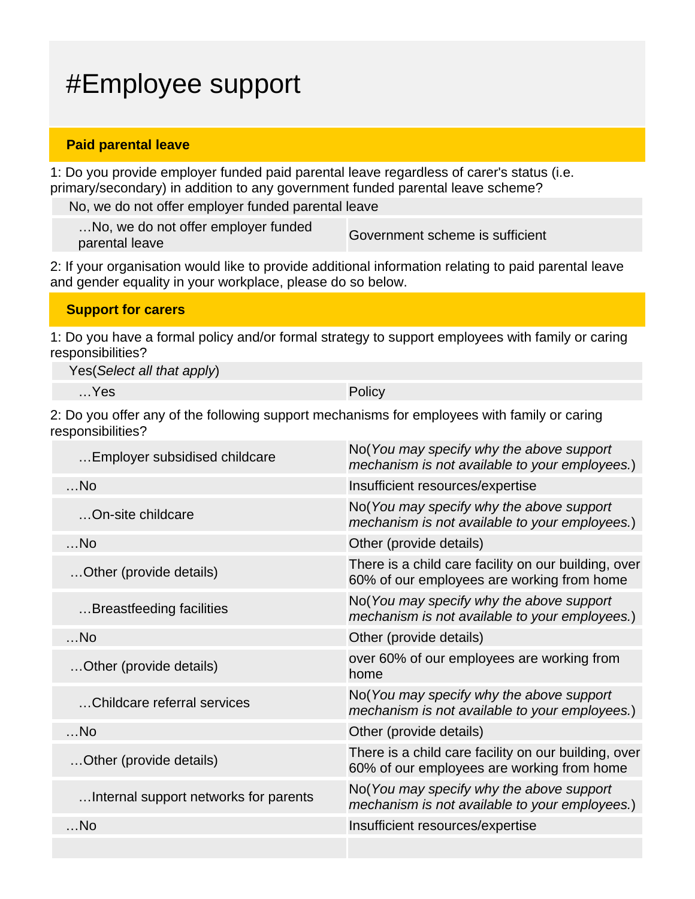# #Employee support

## Paid parental leave

1: Do you provide employer funded paid parental leave regardless of carer's status (i.e. primary/secondary) in addition to any government funded parental leave scheme?

| No, we do not offer employer funded parental leave | |
|---|---|
| …No, we do not offer employer funded parental leave | Government scheme is sufficient |

2: If your organisation would like to provide additional information relating to paid parental leave and gender equality in your workplace, please do so below.

## Support for carers

1: Do you have a formal policy and/or formal strategy to support employees with family or caring responsibilities?

| Yes(*Select all that apply*) | |
|---|---|
| …Yes | Policy |

2: Do you offer any of the following support mechanisms for employees with family or caring responsibilities?

| | |
|---|---|
| …Employer subsidised childcare | No(*You may specify why the above support mechanism is not available to your employees.*) |
| …No | Insufficient resources/expertise |
| …On-site childcare | No(*You may specify why the above support mechanism is not available to your employees.*) |
| …No | Other (provide details) |
| …Other (provide details) | There is a child care facility on our building, over 60% of our employees are working from home |
| …Breastfeeding facilities | No(*You may specify why the above support mechanism is not available to your employees.*) |
| …No | Other (provide details) |
| …Other (provide details) | over 60% of our employees are working from home |
| …Childcare referral services | No(*You may specify why the above support mechanism is not available to your employees.*) |
| …No | Other (provide details) |
| …Other (provide details) | There is a child care facility on our building, over 60% of our employees are working from home |
| …Internal support networks for parents | No(*You may specify why the above support mechanism is not available to your employees.*) |
| …No | Insufficient resources/expertise |
| | |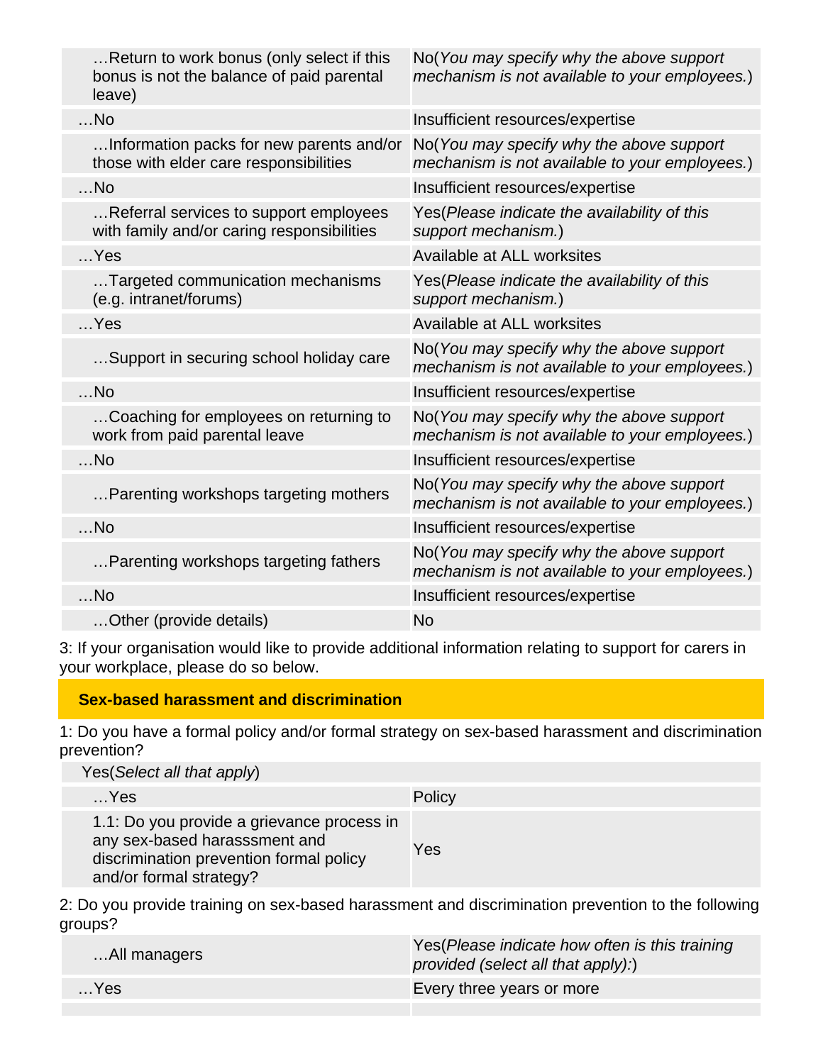| | |
|---|---|
| …Return to work bonus (only select if this bonus is not the balance of paid parental leave) | No(*You may specify why the above support mechanism is not available to your employees.*) |
| …No | Insufficient resources/expertise |
| …Information packs for new parents and/or those with elder care responsibilities | No(*You may specify why the above support mechanism is not available to your employees.*) |
| …No | Insufficient resources/expertise |
| …Referral services to support employees with family and/or caring responsibilities | Yes(*Please indicate the availability of this support mechanism.*) |
| …Yes | Available at ALL worksites |
| …Targeted communication mechanisms (e.g. intranet/forums) | Yes(*Please indicate the availability of this support mechanism.*) |
| …Yes | Available at ALL worksites |
| …Support in securing school holiday care | No(*You may specify why the above support mechanism is not available to your employees.*) |
| …No | Insufficient resources/expertise |
| …Coaching for employees on returning to work from paid parental leave | No(*You may specify why the above support mechanism is not available to your employees.*) |
| …No | Insufficient resources/expertise |
| …Parenting workshops targeting mothers | No(*You may specify why the above support mechanism is not available to your employees.*) |
| …No | Insufficient resources/expertise |
| …Parenting workshops targeting fathers | No(*You may specify why the above support mechanism is not available to your employees.*) |
| …No | Insufficient resources/expertise |
| …Other (provide details) | No |

3: If your organisation would like to provide additional information relating to support for carers in your workplace, please do so below.

## Sex-based harassment and discrimination

1: Do you have a formal policy and/or formal strategy on sex-based harassment and discrimination prevention?

| Yes(*Select all that apply*) | |
|---|---|
| …Yes | Policy |
| 1.1: Do you provide a grievance process in any sex-based harasssment and discrimination prevention formal policy and/or formal strategy? | Yes |

2: Do you provide training on sex-based harassment and discrimination prevention to the following groups?

| | |
|---|---|
| …All managers | Yes(*Please indicate how often is this training provided (select all that apply):*) |
| …Yes | Every three years or more |
| | |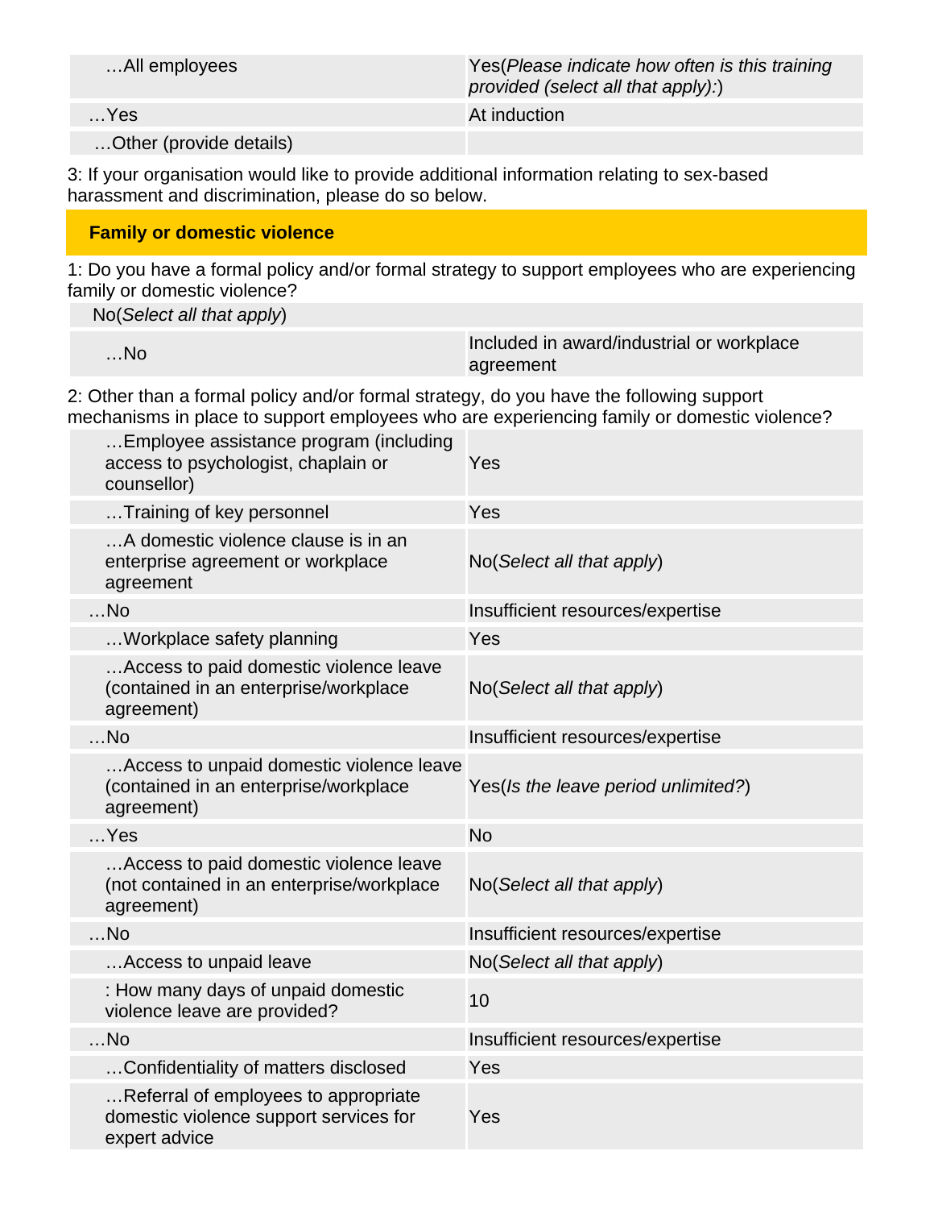| …All employees | Yes(*Please indicate how often is this training provided (select all that apply):*) |
|---|---|
| …Yes | At induction |
| …Other (provide details) | |

3: If your organisation would like to provide additional information relating to sex-based harassment and discrimination, please do so below.

## Family or domestic violence

1: Do you have a formal policy and/or formal strategy to support employees who are experiencing family or domestic violence?

| No(*Select all that apply*) | |
|---|---|
| …No | Included in award/industrial or workplace agreement |

2: Other than a formal policy and/or formal strategy, do you have the following support mechanisms in place to support employees who are experiencing family or domestic violence?

| …Employee assistance program (including access to psychologist, chaplain or counsellor) | Yes |
|---|---|
| …Training of key personnel | Yes |
| …A domestic violence clause is in an enterprise agreement or workplace agreement | No(*Select all that apply*) |
| …No | Insufficient resources/expertise |
| …Workplace safety planning | Yes |
| …Access to paid domestic violence leave (contained in an enterprise/workplace agreement) | No(*Select all that apply*) |
| …No | Insufficient resources/expertise |
| …Access to unpaid domestic violence leave (contained in an enterprise/workplace agreement) | Yes(*Is the leave period unlimited?*) |
| …Yes | No |
| …Access to paid domestic violence leave (not contained in an enterprise/workplace agreement) | No(*Select all that apply*) |
| …No | Insufficient resources/expertise |
| …Access to unpaid leave | No(*Select all that apply*) |
| : How many days of unpaid domestic violence leave are provided? | 10 |
| …No | Insufficient resources/expertise |
| …Confidentiality of matters disclosed | Yes |
| …Referral of employees to appropriate domestic violence support services for expert advice | Yes |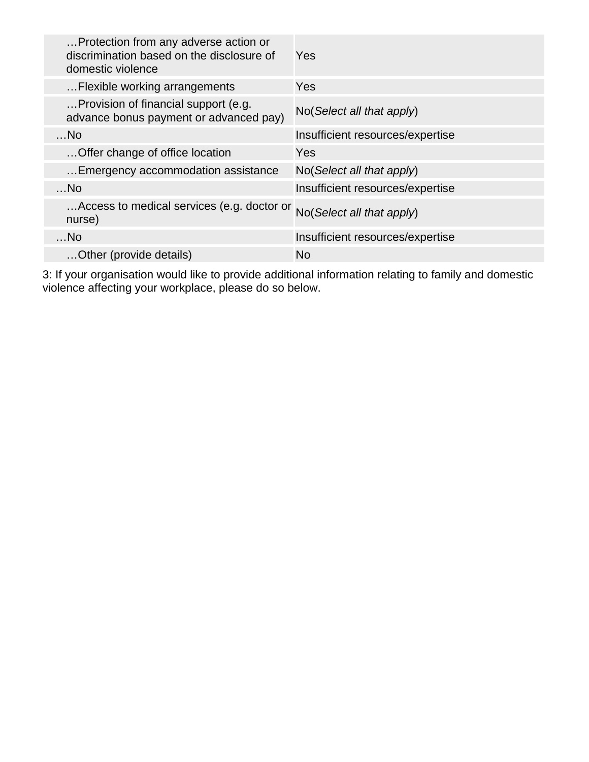| | |
|---|---|
| …Protection from any adverse action or discrimination based on the disclosure of domestic violence | Yes |
| …Flexible working arrangements | Yes |
| …Provision of financial support (e.g. advance bonus payment or advanced pay) | No(*Select all that apply*) |
| …No | Insufficient resources/expertise |
| …Offer change of office location | Yes |
| …Emergency accommodation assistance | No(*Select all that apply*) |
| …No | Insufficient resources/expertise |
| …Access to medical services (e.g. doctor or nurse) | No(*Select all that apply*) |
| …No | Insufficient resources/expertise |
| …Other (provide details) | No |

3: If your organisation would like to provide additional information relating to family and domestic violence affecting your workplace, please do so below.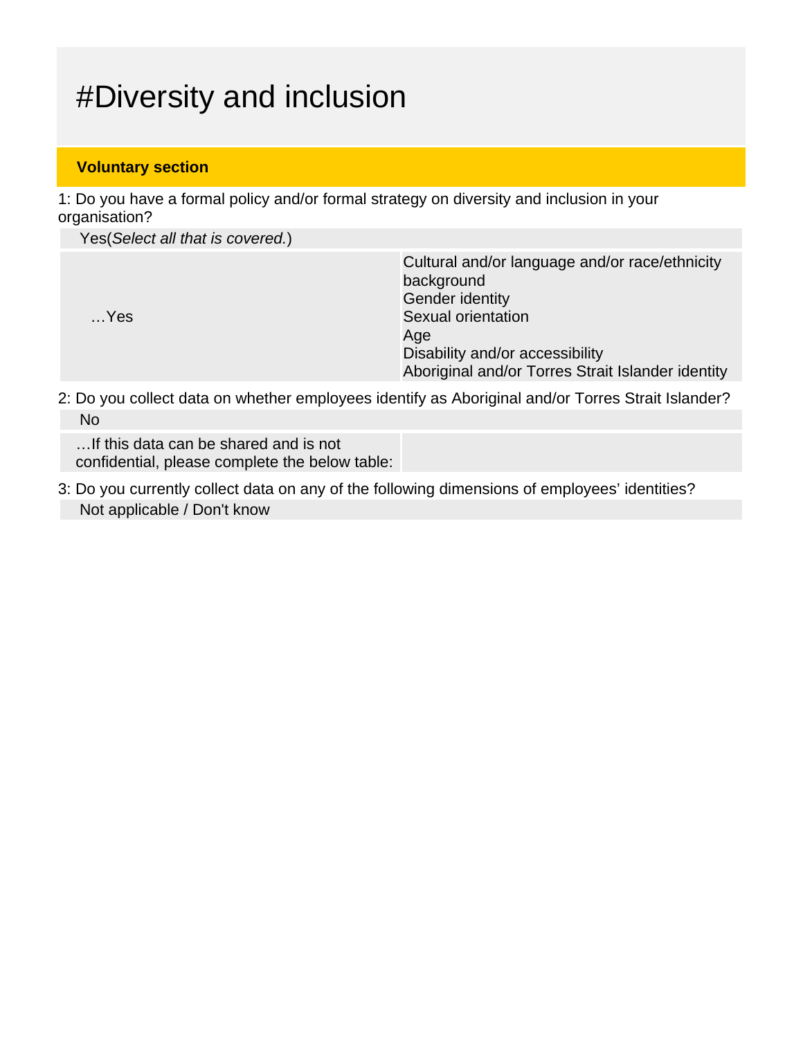# #Diversity and inclusion

**Voluntary section**

1: Do you have a formal policy and/or formal strategy on diversity and inclusion in your organisation?

Yes(*Select all that is covered.*)

| | |
|---|---|
| …Yes | Cultural and/or language and/or race/ethnicity background<br>Gender identity<br>Sexual orientation<br>Age<br>Disability and/or accessibility<br>Aboriginal and/or Torres Strait Islander identity |

2: Do you collect data on whether employees identify as Aboriginal and/or Torres Strait Islander?

No

| | |
|---|---|
| …If this data can be shared and is not confidential, please complete the below table: | |

3: Do you currently collect data on any of the following dimensions of employees' identities?

Not applicable / Don't know